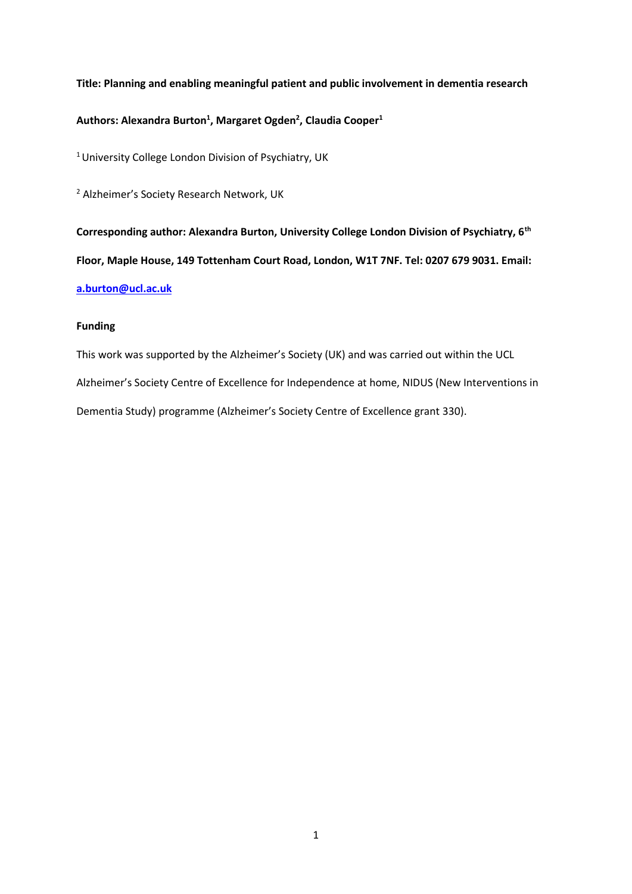**Title: Planning and enabling meaningful patient and public involvement in dementia research**

**Authors: Alexandra Burton[1], Margaret Ogden[2], Claudia Cooper[1]**

[1] University College London Division of Psychiatry, UK

[2] Alzheimer's Society Research Network, UK

**Corresponding author: Alexandra Burton, University College London Division of Psychiatry, 6th Floor, Maple House, 149 Tottenham Court Road, London, W1T 7NF. Tel: 0207 679 9031. Email: a.burton@ucl.ac.uk**

**Funding**

This work was supported by the Alzheimer's Society (UK) and was carried out within the UCL Alzheimer's Society Centre of Excellence for Independence at home, NIDUS (New Interventions in Dementia Study) programme (Alzheimer's Society Centre of Excellence grant 330).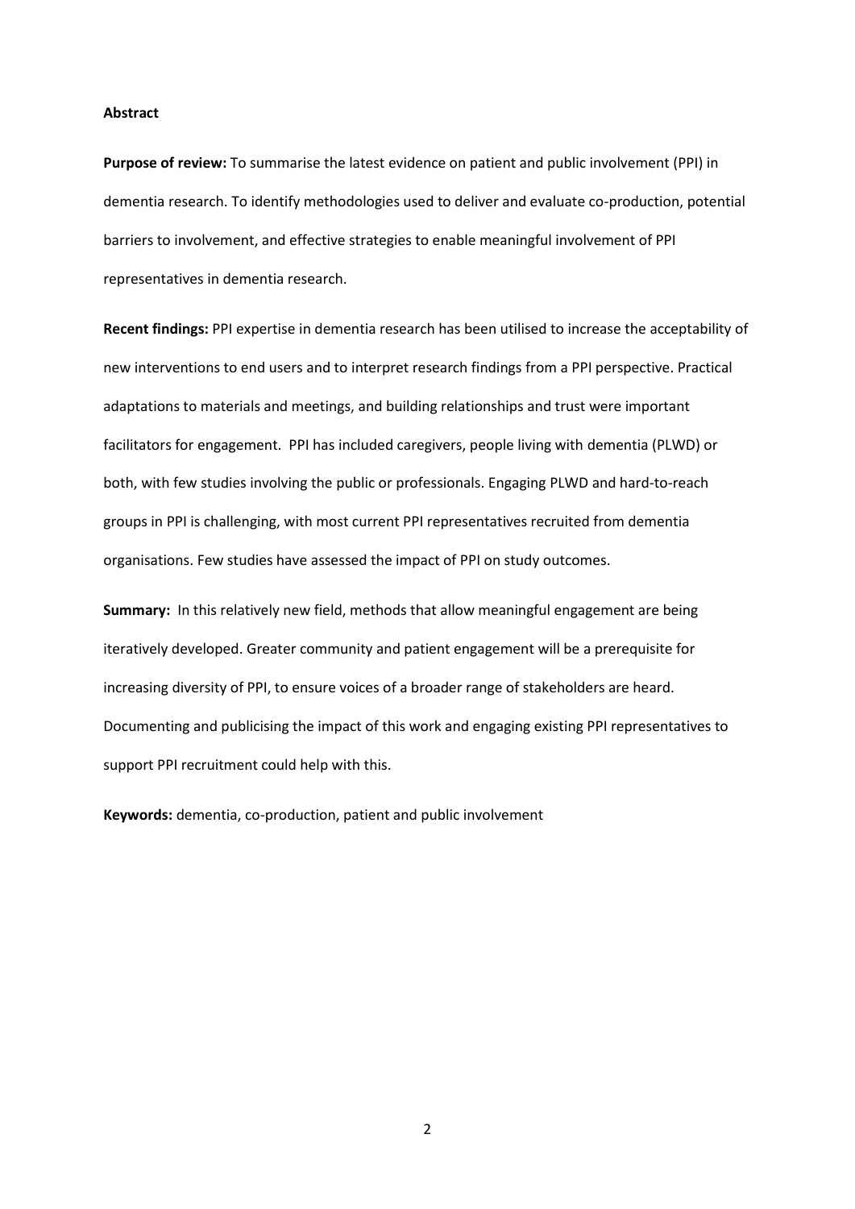**Abstract**

**Purpose of review:** To summarise the latest evidence on patient and public involvement (PPI) in dementia research. To identify methodologies used to deliver and evaluate co-production, potential barriers to involvement, and effective strategies to enable meaningful involvement of PPI representatives in dementia research.

**Recent findings:** PPI expertise in dementia research has been utilised to increase the acceptability of new interventions to end users and to interpret research findings from a PPI perspective. Practical adaptations to materials and meetings, and building relationships and trust were important facilitators for engagement. PPI has included caregivers, people living with dementia (PLWD) or both, with few studies involving the public or professionals. Engaging PLWD and hard-to-reach groups in PPI is challenging, with most current PPI representatives recruited from dementia organisations. Few studies have assessed the impact of PPI on study outcomes.

**Summary:** In this relatively new field, methods that allow meaningful engagement are being iteratively developed. Greater community and patient engagement will be a prerequisite for increasing diversity of PPI, to ensure voices of a broader range of stakeholders are heard. Documenting and publicising the impact of this work and engaging existing PPI representatives to support PPI recruitment could help with this.

**Keywords:** dementia, co-production, patient and public involvement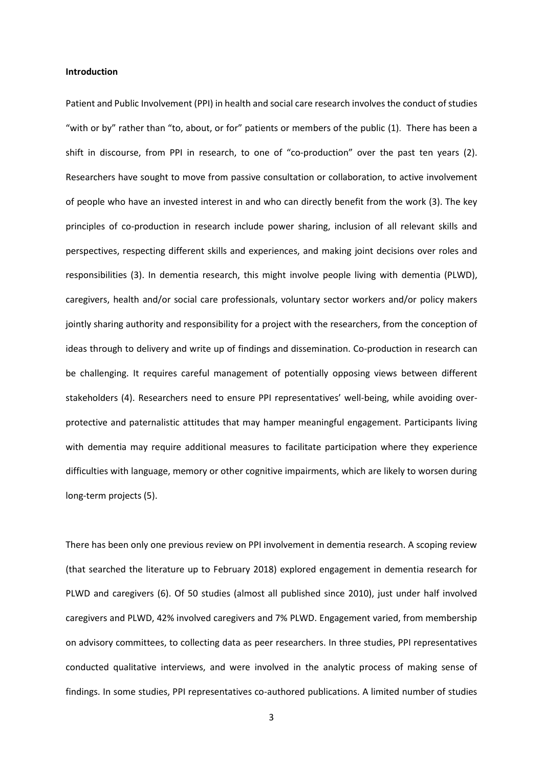**Introduction**

Patient and Public Involvement (PPI) in health and social care research involves the conduct of studies "with or by" rather than "to, about, or for" patients or members of the public (1). There has been a shift in discourse, from PPI in research, to one of "co-production" over the past ten years (2). Researchers have sought to move from passive consultation or collaboration, to active involvement of people who have an invested interest in and who can directly benefit from the work (3). The key principles of co-production in research include power sharing, inclusion of all relevant skills and perspectives, respecting different skills and experiences, and making joint decisions over roles and responsibilities (3). In dementia research, this might involve people living with dementia (PLWD), caregivers, health and/or social care professionals, voluntary sector workers and/or policy makers jointly sharing authority and responsibility for a project with the researchers, from the conception of ideas through to delivery and write up of findings and dissemination. Co-production in research can be challenging. It requires careful management of potentially opposing views between different stakeholders (4). Researchers need to ensure PPI representatives' well-being, while avoiding over-protective and paternalistic attitudes that may hamper meaningful engagement. Participants living with dementia may require additional measures to facilitate participation where they experience difficulties with language, memory or other cognitive impairments, which are likely to worsen during long-term projects (5).

There has been only one previous review on PPI involvement in dementia research. A scoping review (that searched the literature up to February 2018) explored engagement in dementia research for PLWD and caregivers (6). Of 50 studies (almost all published since 2010), just under half involved caregivers and PLWD, 42% involved caregivers and 7% PLWD. Engagement varied, from membership on advisory committees, to collecting data as peer researchers. In three studies, PPI representatives conducted qualitative interviews, and were involved in the analytic process of making sense of findings. In some studies, PPI representatives co-authored publications. A limited number of studies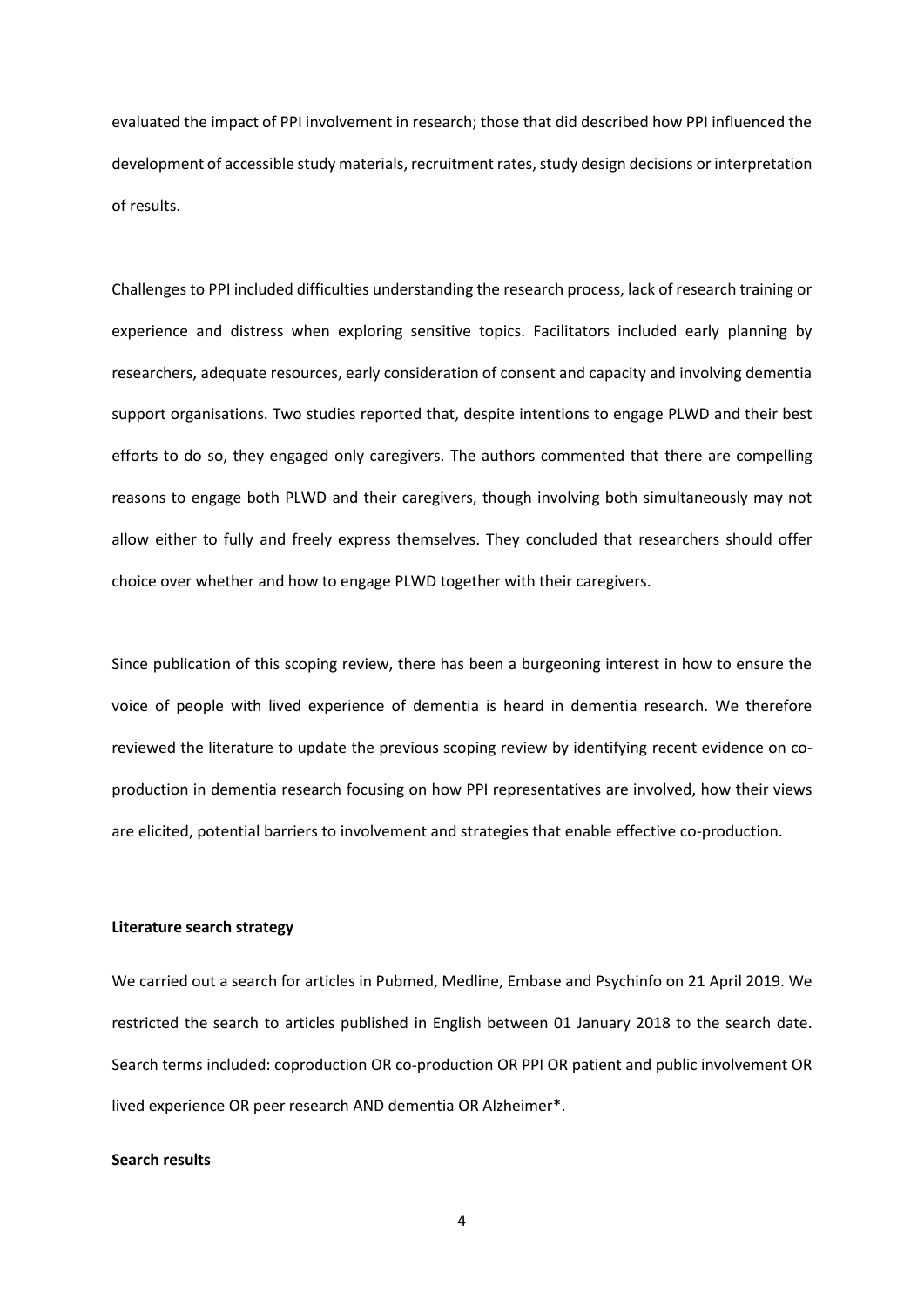evaluated the impact of PPI involvement in research; those that did described how PPI influenced the development of accessible study materials, recruitment rates, study design decisions or interpretation of results.

Challenges to PPI included difficulties understanding the research process, lack of research training or experience and distress when exploring sensitive topics. Facilitators included early planning by researchers, adequate resources, early consideration of consent and capacity and involving dementia support organisations. Two studies reported that, despite intentions to engage PLWD and their best efforts to do so, they engaged only caregivers. The authors commented that there are compelling reasons to engage both PLWD and their caregivers, though involving both simultaneously may not allow either to fully and freely express themselves. They concluded that researchers should offer choice over whether and how to engage PLWD together with their caregivers.

Since publication of this scoping review, there has been a burgeoning interest in how to ensure the voice of people with lived experience of dementia is heard in dementia research. We therefore reviewed the literature to update the previous scoping review by identifying recent evidence on co-production in dementia research focusing on how PPI representatives are involved, how their views are elicited, potential barriers to involvement and strategies that enable effective co-production.

**Literature search strategy**

We carried out a search for articles in Pubmed, Medline, Embase and Psychinfo on 21 April 2019. We restricted the search to articles published in English between 01 January 2018 to the search date. Search terms included: coproduction OR co-production OR PPI OR patient and public involvement OR lived experience OR peer research AND dementia OR Alzheimer*.

**Search results**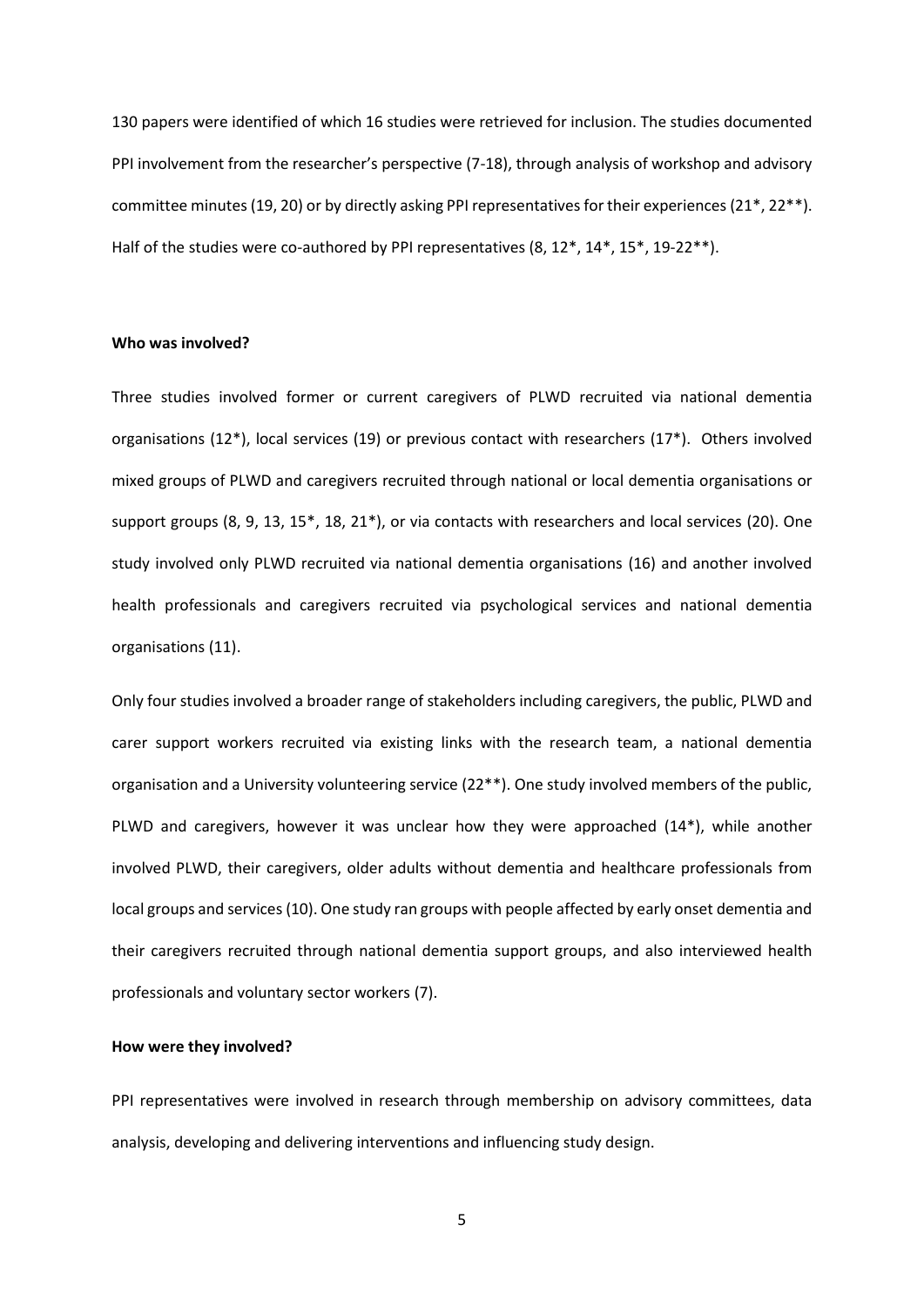130 papers were identified of which 16 studies were retrieved for inclusion. The studies documented PPI involvement from the researcher's perspective (7-18), through analysis of workshop and advisory committee minutes (19, 20) or by directly asking PPI representatives for their experiences (21*, 22**). Half of the studies were co-authored by PPI representatives (8, 12*, 14*, 15*, 19-22**).

**Who was involved?**

Three studies involved former or current caregivers of PLWD recruited via national dementia organisations (12*), local services (19) or previous contact with researchers (17*). Others involved mixed groups of PLWD and caregivers recruited through national or local dementia organisations or support groups (8, 9, 13, 15*, 18, 21*), or via contacts with researchers and local services (20). One study involved only PLWD recruited via national dementia organisations (16) and another involved health professionals and caregivers recruited via psychological services and national dementia organisations (11).

Only four studies involved a broader range of stakeholders including caregivers, the public, PLWD and carer support workers recruited via existing links with the research team, a national dementia organisation and a University volunteering service (22**). One study involved members of the public, PLWD and caregivers, however it was unclear how they were approached (14*), while another involved PLWD, their caregivers, older adults without dementia and healthcare professionals from local groups and services (10). One study ran groups with people affected by early onset dementia and their caregivers recruited through national dementia support groups, and also interviewed health professionals and voluntary sector workers (7).

**How were they involved?**

PPI representatives were involved in research through membership on advisory committees, data analysis, developing and delivering interventions and influencing study design.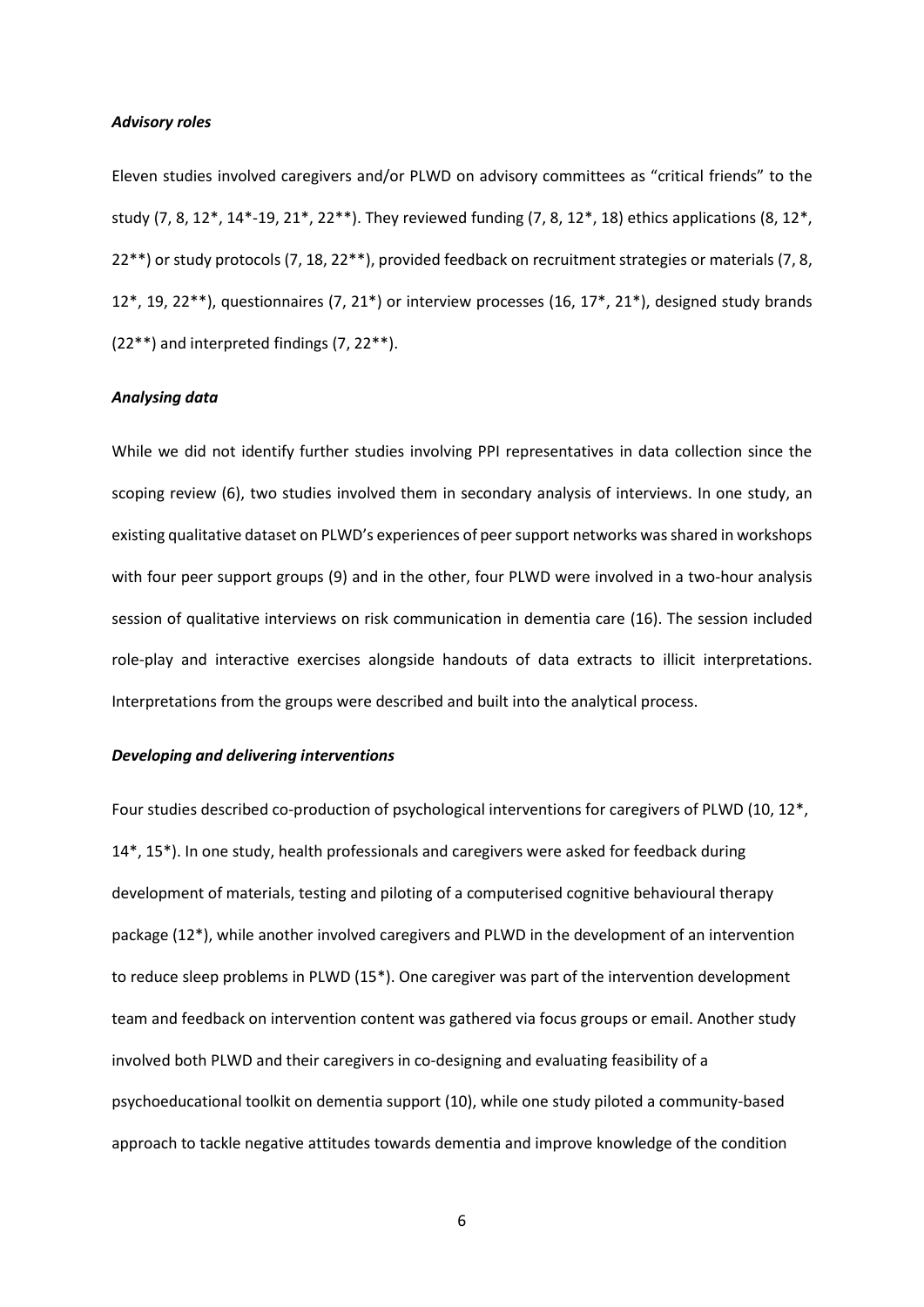### *Advisory roles*

Eleven studies involved caregivers and/or PLWD on advisory committees as "critical friends" to the study (7, 8, 12*, 14*-19, 21*, 22**). They reviewed funding (7, 8, 12*, 18) ethics applications (8, 12*, 22**) or study protocols (7, 18, 22**), provided feedback on recruitment strategies or materials (7, 8, 12*, 19, 22**), questionnaires (7, 21*) or interview processes (16, 17*, 21*), designed study brands (22**) and interpreted findings (7, 22**).

### *Analysing data*

While we did not identify further studies involving PPI representatives in data collection since the scoping review (6), two studies involved them in secondary analysis of interviews. In one study, an existing qualitative dataset on PLWD's experiences of peer support networks was shared in workshops with four peer support groups (9) and in the other, four PLWD were involved in a two-hour analysis session of qualitative interviews on risk communication in dementia care (16). The session included role-play and interactive exercises alongside handouts of data extracts to illicit interpretations. Interpretations from the groups were described and built into the analytical process.

### *Developing and delivering interventions*

Four studies described co-production of psychological interventions for caregivers of PLWD (10, 12*, 14*, 15*). In one study, health professionals and caregivers were asked for feedback during development of materials, testing and piloting of a computerised cognitive behavioural therapy package (12*), while another involved caregivers and PLWD in the development of an intervention to reduce sleep problems in PLWD (15*). One caregiver was part of the intervention development team and feedback on intervention content was gathered via focus groups or email. Another study involved both PLWD and their caregivers in co-designing and evaluating feasibility of a psychoeducational toolkit on dementia support (10), while one study piloted a community-based approach to tackle negative attitudes towards dementia and improve knowledge of the condition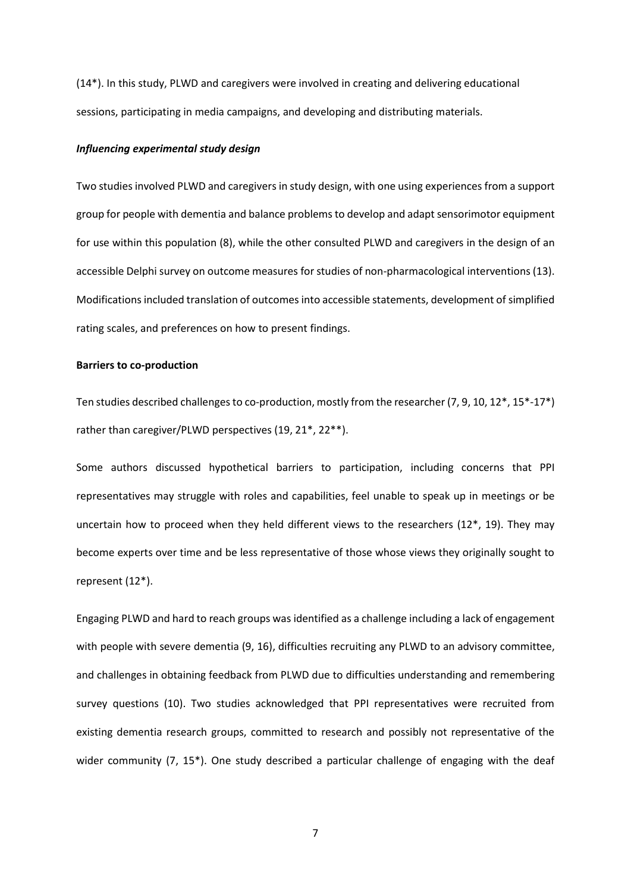(14*). In this study, PLWD and caregivers were involved in creating and delivering educational sessions, participating in media campaigns, and developing and distributing materials.

***Influencing experimental study design***

Two studies involved PLWD and caregivers in study design, with one using experiences from a support group for people with dementia and balance problems to develop and adapt sensorimotor equipment for use within this population (8), while the other consulted PLWD and caregivers in the design of an accessible Delphi survey on outcome measures for studies of non-pharmacological interventions (13). Modifications included translation of outcomes into accessible statements, development of simplified rating scales, and preferences on how to present findings.

**Barriers to co-production**

Ten studies described challenges to co-production, mostly from the researcher (7, 9, 10, 12*, 15*-17*) rather than caregiver/PLWD perspectives (19, 21*, 22**).

Some authors discussed hypothetical barriers to participation, including concerns that PPI representatives may struggle with roles and capabilities, feel unable to speak up in meetings or be uncertain how to proceed when they held different views to the researchers (12*, 19). They may become experts over time and be less representative of those whose views they originally sought to represent (12*).

Engaging PLWD and hard to reach groups was identified as a challenge including a lack of engagement with people with severe dementia (9, 16), difficulties recruiting any PLWD to an advisory committee, and challenges in obtaining feedback from PLWD due to difficulties understanding and remembering survey questions (10). Two studies acknowledged that PPI representatives were recruited from existing dementia research groups, committed to research and possibly not representative of the wider community (7, 15*). One study described a particular challenge of engaging with the deaf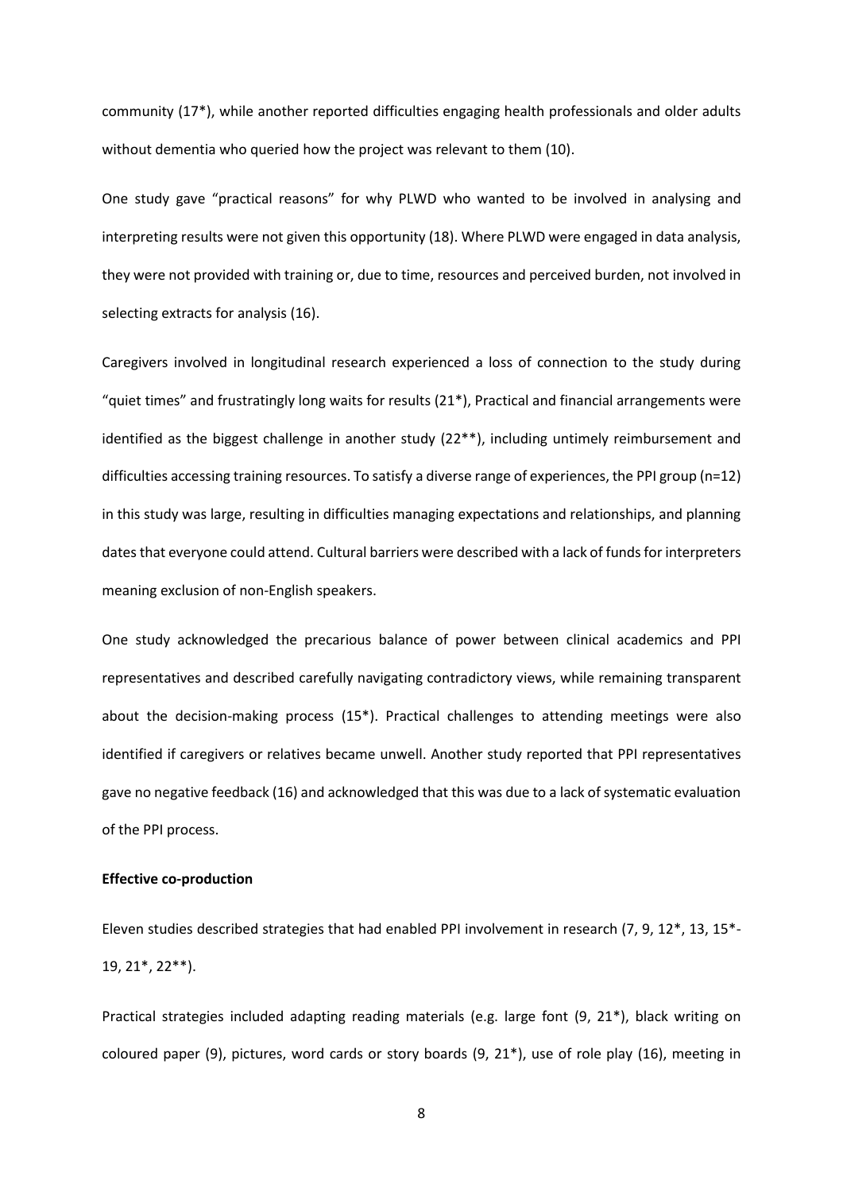community (17*), while another reported difficulties engaging health professionals and older adults without dementia who queried how the project was relevant to them (10).

One study gave "practical reasons" for why PLWD who wanted to be involved in analysing and interpreting results were not given this opportunity (18). Where PLWD were engaged in data analysis, they were not provided with training or, due to time, resources and perceived burden, not involved in selecting extracts for analysis (16).

Caregivers involved in longitudinal research experienced a loss of connection to the study during "quiet times" and frustratingly long waits for results (21*), Practical and financial arrangements were identified as the biggest challenge in another study (22**), including untimely reimbursement and difficulties accessing training resources. To satisfy a diverse range of experiences, the PPI group (n=12) in this study was large, resulting in difficulties managing expectations and relationships, and planning dates that everyone could attend. Cultural barriers were described with a lack of funds for interpreters meaning exclusion of non-English speakers.

One study acknowledged the precarious balance of power between clinical academics and PPI representatives and described carefully navigating contradictory views, while remaining transparent about the decision-making process (15*). Practical challenges to attending meetings were also identified if caregivers or relatives became unwell. Another study reported that PPI representatives gave no negative feedback (16) and acknowledged that this was due to a lack of systematic evaluation of the PPI process.

**Effective co-production**

Eleven studies described strategies that had enabled PPI involvement in research (7, 9, 12*, 13, 15*-19, 21*, 22**).

Practical strategies included adapting reading materials (e.g. large font (9, 21*), black writing on coloured paper (9), pictures, word cards or story boards (9, 21*), use of role play (16), meeting in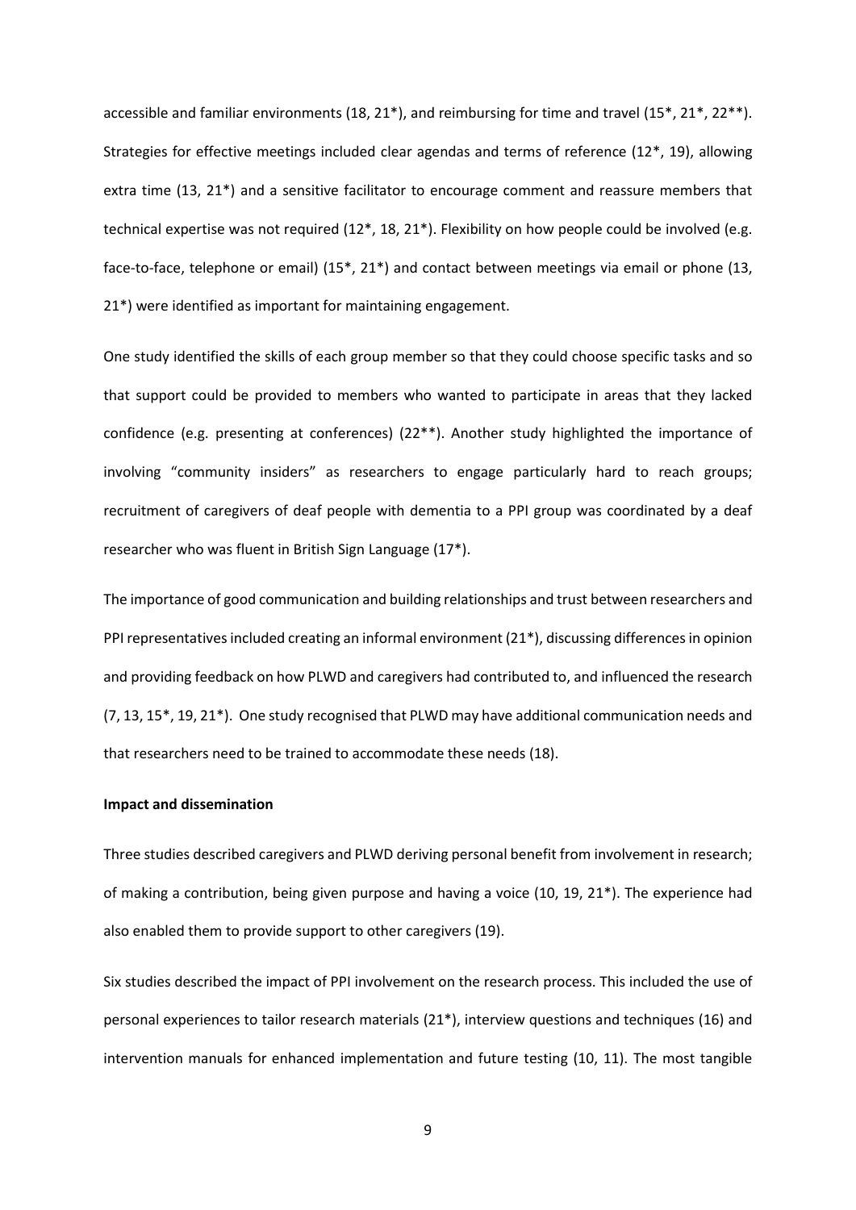accessible and familiar environments (18, 21*), and reimbursing for time and travel (15*, 21*, 22**). Strategies for effective meetings included clear agendas and terms of reference (12*, 19), allowing extra time (13, 21*) and a sensitive facilitator to encourage comment and reassure members that technical expertise was not required (12*, 18, 21*). Flexibility on how people could be involved (e.g. face-to-face, telephone or email) (15*, 21*) and contact between meetings via email or phone (13, 21*) were identified as important for maintaining engagement.

One study identified the skills of each group member so that they could choose specific tasks and so that support could be provided to members who wanted to participate in areas that they lacked confidence (e.g. presenting at conferences) (22**). Another study highlighted the importance of involving "community insiders" as researchers to engage particularly hard to reach groups; recruitment of caregivers of deaf people with dementia to a PPI group was coordinated by a deaf researcher who was fluent in British Sign Language (17*).

The importance of good communication and building relationships and trust between researchers and PPI representatives included creating an informal environment (21*), discussing differences in opinion and providing feedback on how PLWD and caregivers had contributed to, and influenced the research (7, 13, 15*, 19, 21*). One study recognised that PLWD may have additional communication needs and that researchers need to be trained to accommodate these needs (18).

**Impact and dissemination**

Three studies described caregivers and PLWD deriving personal benefit from involvement in research; of making a contribution, being given purpose and having a voice (10, 19, 21*). The experience had also enabled them to provide support to other caregivers (19).

Six studies described the impact of PPI involvement on the research process. This included the use of personal experiences to tailor research materials (21*), interview questions and techniques (16) and intervention manuals for enhanced implementation and future testing (10, 11). The most tangible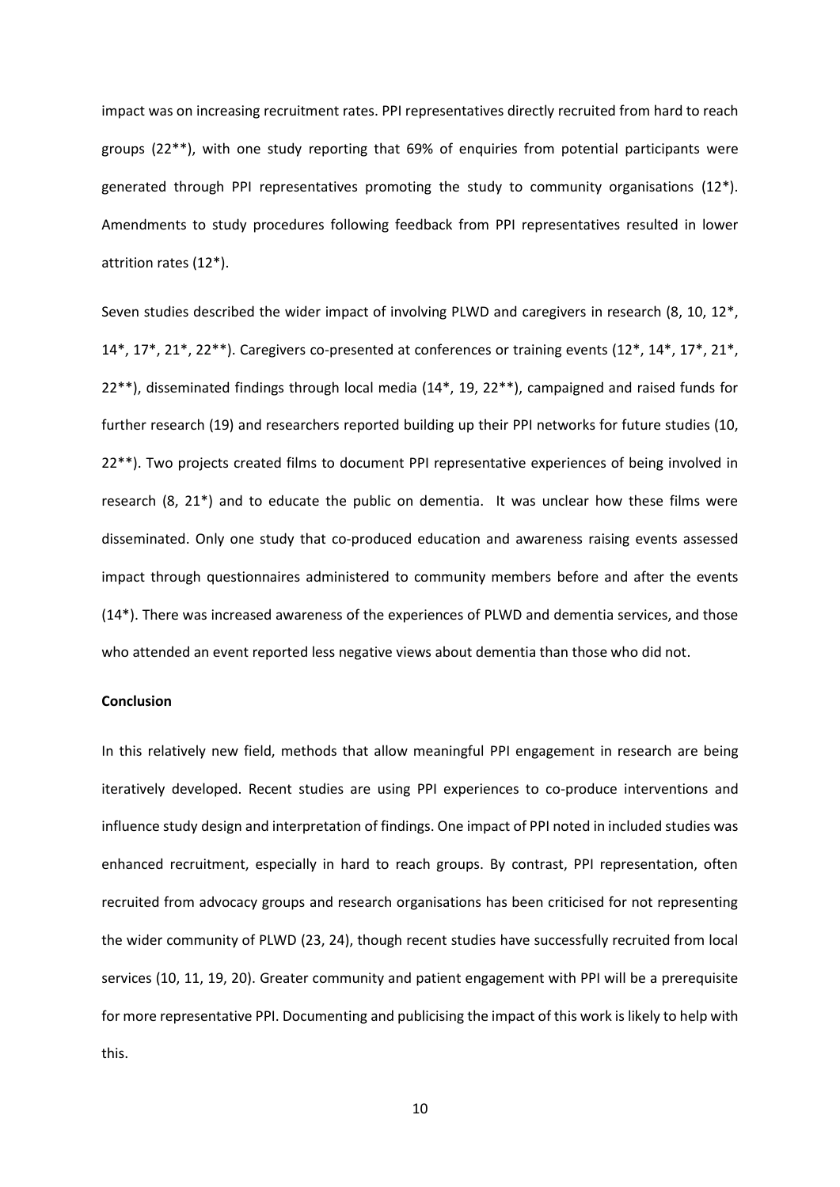impact was on increasing recruitment rates. PPI representatives directly recruited from hard to reach groups (22**), with one study reporting that 69% of enquiries from potential participants were generated through PPI representatives promoting the study to community organisations (12*). Amendments to study procedures following feedback from PPI representatives resulted in lower attrition rates (12*).

Seven studies described the wider impact of involving PLWD and caregivers in research (8, 10, 12*, 14*, 17*, 21*, 22**). Caregivers co-presented at conferences or training events (12*, 14*, 17*, 21*, 22**), disseminated findings through local media (14*, 19, 22**), campaigned and raised funds for further research (19) and researchers reported building up their PPI networks for future studies (10, 22**). Two projects created films to document PPI representative experiences of being involved in research (8, 21*) and to educate the public on dementia. It was unclear how these films were disseminated. Only one study that co-produced education and awareness raising events assessed impact through questionnaires administered to community members before and after the events (14*). There was increased awareness of the experiences of PLWD and dementia services, and those who attended an event reported less negative views about dementia than those who did not.

**Conclusion**

In this relatively new field, methods that allow meaningful PPI engagement in research are being iteratively developed. Recent studies are using PPI experiences to co-produce interventions and influence study design and interpretation of findings. One impact of PPI noted in included studies was enhanced recruitment, especially in hard to reach groups. By contrast, PPI representation, often recruited from advocacy groups and research organisations has been criticised for not representing the wider community of PLWD (23, 24), though recent studies have successfully recruited from local services (10, 11, 19, 20). Greater community and patient engagement with PPI will be a prerequisite for more representative PPI. Documenting and publicising the impact of this work is likely to help with this.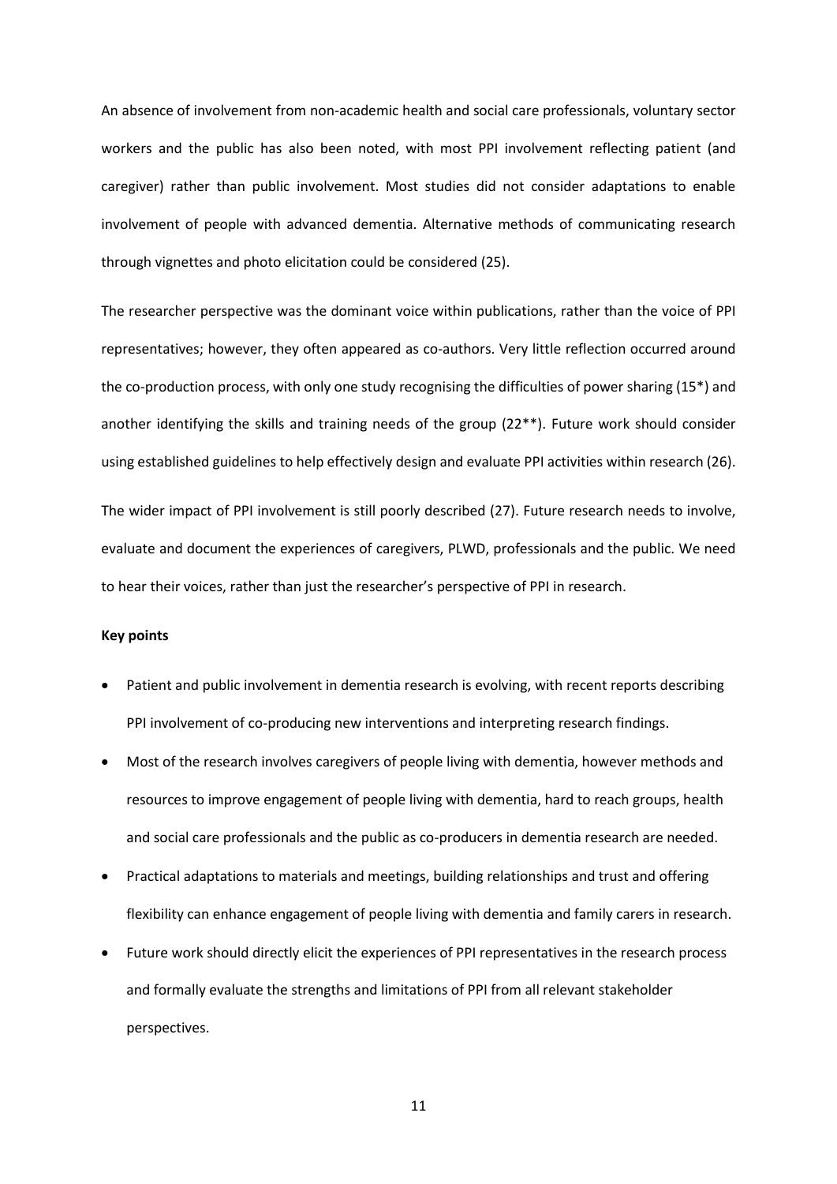An absence of involvement from non-academic health and social care professionals, voluntary sector workers and the public has also been noted, with most PPI involvement reflecting patient (and caregiver) rather than public involvement. Most studies did not consider adaptations to enable involvement of people with advanced dementia. Alternative methods of communicating research through vignettes and photo elicitation could be considered (25).

The researcher perspective was the dominant voice within publications, rather than the voice of PPI representatives; however, they often appeared as co-authors. Very little reflection occurred around the co-production process, with only one study recognising the difficulties of power sharing (15*) and another identifying the skills and training needs of the group (22**). Future work should consider using established guidelines to help effectively design and evaluate PPI activities within research (26).

The wider impact of PPI involvement is still poorly described (27). Future research needs to involve, evaluate and document the experiences of caregivers, PLWD, professionals and the public. We need to hear their voices, rather than just the researcher's perspective of PPI in research.

**Key points**

- Patient and public involvement in dementia research is evolving, with recent reports describing PPI involvement of co-producing new interventions and interpreting research findings.
- Most of the research involves caregivers of people living with dementia, however methods and resources to improve engagement of people living with dementia, hard to reach groups, health and social care professionals and the public as co-producers in dementia research are needed.
- Practical adaptations to materials and meetings, building relationships and trust and offering flexibility can enhance engagement of people living with dementia and family carers in research.
- Future work should directly elicit the experiences of PPI representatives in the research process and formally evaluate the strengths and limitations of PPI from all relevant stakeholder perspectives.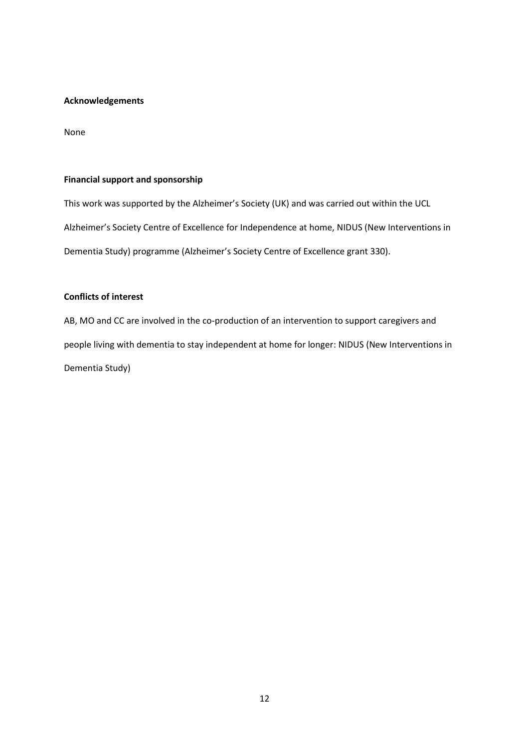**Acknowledgements**

None

**Financial support and sponsorship**

This work was supported by the Alzheimer's Society (UK) and was carried out within the UCL Alzheimer's Society Centre of Excellence for Independence at home, NIDUS (New Interventions in Dementia Study) programme (Alzheimer's Society Centre of Excellence grant 330).

**Conflicts of interest**

AB, MO and CC are involved in the co-production of an intervention to support caregivers and people living with dementia to stay independent at home for longer: NIDUS (New Interventions in Dementia Study)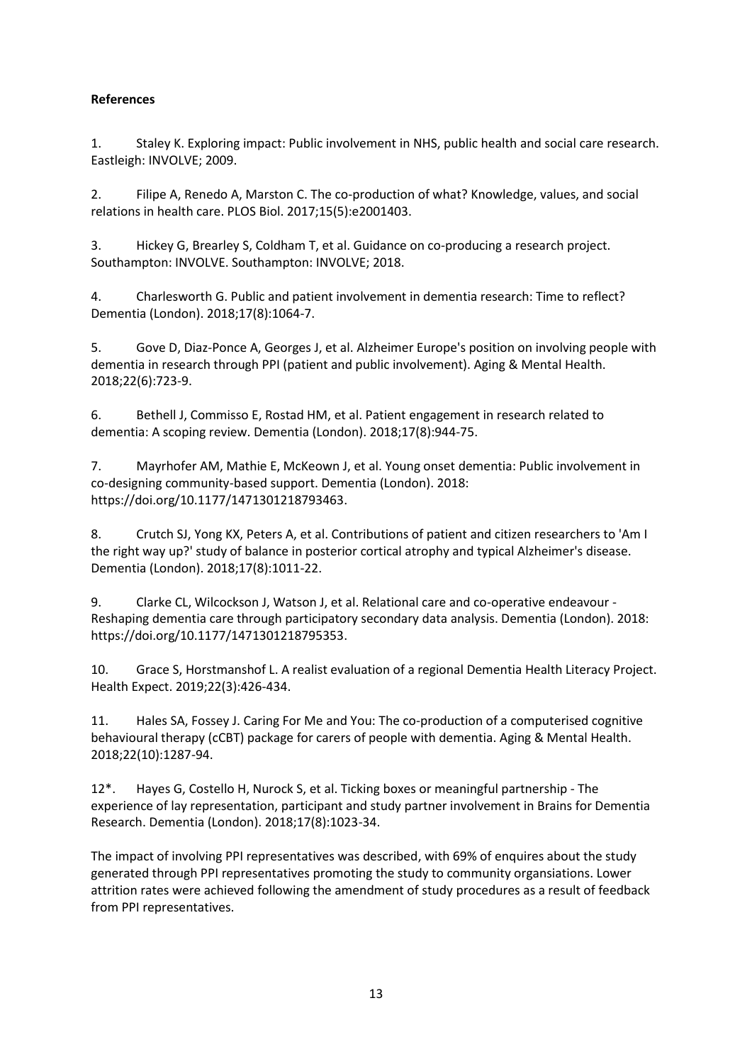**References**

1. Staley K. Exploring impact: Public involvement in NHS, public health and social care research. Eastleigh: INVOLVE; 2009.

2. Filipe A, Renedo A, Marston C. The co-production of what? Knowledge, values, and social relations in health care. PLOS Biol. 2017;15(5):e2001403.

3. Hickey G, Brearley S, Coldham T, et al. Guidance on co-producing a research project. Southampton: INVOLVE. Southampton: INVOLVE; 2018.

4. Charlesworth G. Public and patient involvement in dementia research: Time to reflect? Dementia (London). 2018;17(8):1064-7.

5. Gove D, Diaz-Ponce A, Georges J, et al. Alzheimer Europe's position on involving people with dementia in research through PPI (patient and public involvement). Aging & Mental Health. 2018;22(6):723-9.

6. Bethell J, Commisso E, Rostad HM, et al. Patient engagement in research related to dementia: A scoping review. Dementia (London). 2018;17(8):944-75.

7. Mayrhofer AM, Mathie E, McKeown J, et al. Young onset dementia: Public involvement in co-designing community-based support. Dementia (London). 2018: https://doi.org/10.1177/1471301218793463.

8. Crutch SJ, Yong KX, Peters A, et al. Contributions of patient and citizen researchers to 'Am I the right way up?' study of balance in posterior cortical atrophy and typical Alzheimer's disease. Dementia (London). 2018;17(8):1011-22.

9. Clarke CL, Wilcockson J, Watson J, et al. Relational care and co-operative endeavour - Reshaping dementia care through participatory secondary data analysis. Dementia (London). 2018: https://doi.org/10.1177/1471301218795353.

10. Grace S, Horstmanshof L. A realist evaluation of a regional Dementia Health Literacy Project. Health Expect. 2019;22(3):426-434.

11. Hales SA, Fossey J. Caring For Me and You: The co-production of a computerised cognitive behavioural therapy (cCBT) package for carers of people with dementia. Aging & Mental Health. 2018;22(10):1287-94.

12*. Hayes G, Costello H, Nurock S, et al. Ticking boxes or meaningful partnership - The experience of lay representation, participant and study partner involvement in Brains for Dementia Research. Dementia (London). 2018;17(8):1023-34.

The impact of involving PPI representatives was described, with 69% of enquires about the study generated through PPI representatives promoting the study to community organsiations. Lower attrition rates were achieved following the amendment of study procedures as a result of feedback from PPI representatives.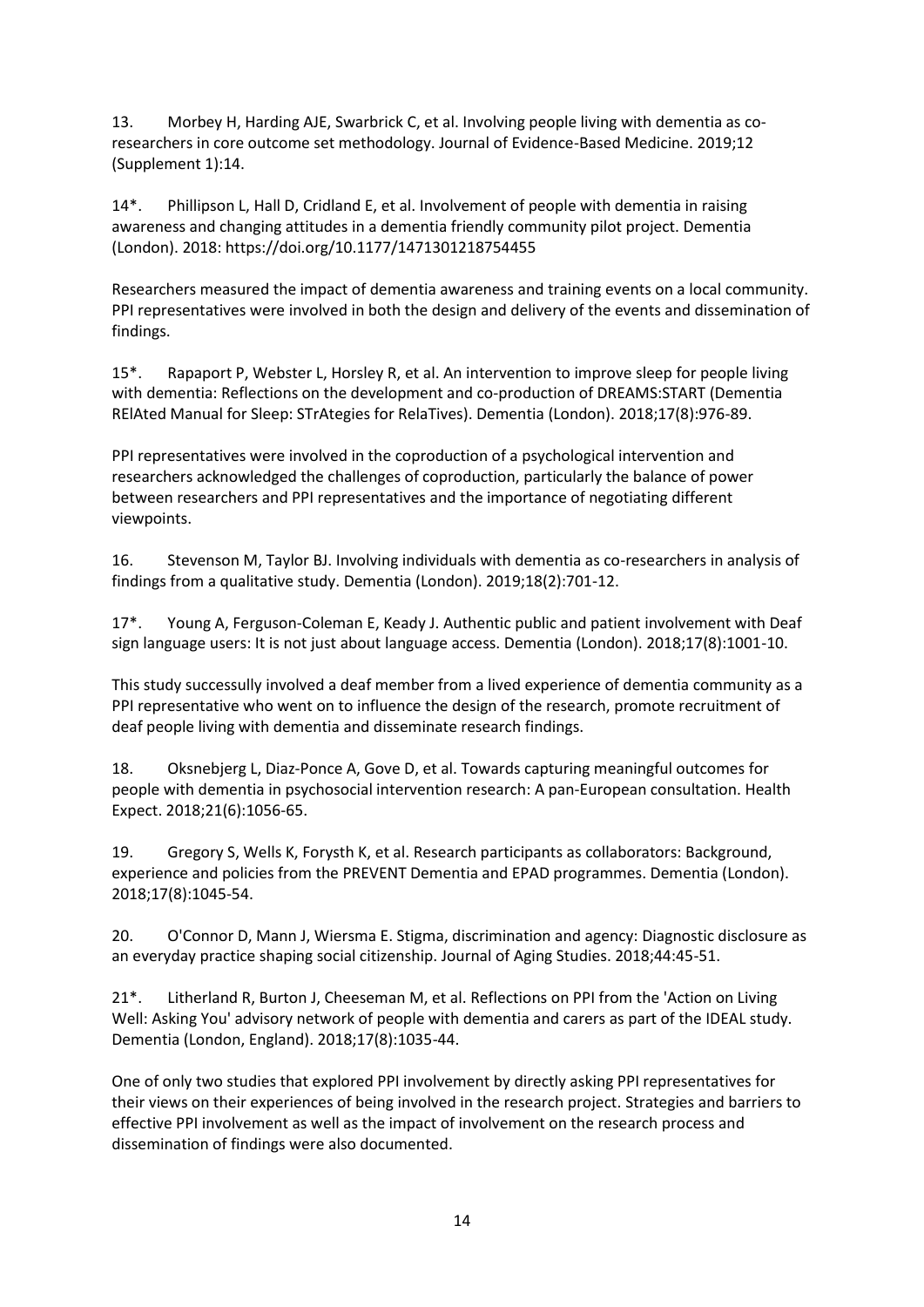13. Morbey H, Harding AJE, Swarbrick C, et al. Involving people living with dementia as co-researchers in core outcome set methodology. Journal of Evidence-Based Medicine. 2019;12 (Supplement 1):14.

14*. Phillipson L, Hall D, Cridland E, et al. Involvement of people with dementia in raising awareness and changing attitudes in a dementia friendly community pilot project. Dementia (London). 2018: https://doi.org/10.1177/1471301218754455

Researchers measured the impact of dementia awareness and training events on a local community. PPI representatives were involved in both the design and delivery of the events and dissemination of findings.

15*. Rapaport P, Webster L, Horsley R, et al. An intervention to improve sleep for people living with dementia: Reflections on the development and co-production of DREAMS:START (Dementia RElAted Manual for Sleep: STrAtegies for RelaTives). Dementia (London). 2018;17(8):976-89.

PPI representatives were involved in the coproduction of a psychological intervention and researchers acknowledged the challenges of coproduction, particularly the balance of power between researchers and PPI representatives and the importance of negotiating different viewpoints.

16. Stevenson M, Taylor BJ. Involving individuals with dementia as co-researchers in analysis of findings from a qualitative study. Dementia (London). 2019;18(2):701-12.

17*. Young A, Ferguson-Coleman E, Keady J. Authentic public and patient involvement with Deaf sign language users: It is not just about language access. Dementia (London). 2018;17(8):1001-10.

This study successully involved a deaf member from a lived experience of dementia community as a PPI representative who went on to influence the design of the research, promote recruitment of deaf people living with dementia and disseminate research findings.

18. Oksnebjerg L, Diaz-Ponce A, Gove D, et al. Towards capturing meaningful outcomes for people with dementia in psychosocial intervention research: A pan-European consultation. Health Expect. 2018;21(6):1056-65.

19. Gregory S, Wells K, Forysth K, et al. Research participants as collaborators: Background, experience and policies from the PREVENT Dementia and EPAD programmes. Dementia (London). 2018;17(8):1045-54.

20. O'Connor D, Mann J, Wiersma E. Stigma, discrimination and agency: Diagnostic disclosure as an everyday practice shaping social citizenship. Journal of Aging Studies. 2018;44:45-51.

21*. Litherland R, Burton J, Cheeseman M, et al. Reflections on PPI from the 'Action on Living Well: Asking You' advisory network of people with dementia and carers as part of the IDEAL study. Dementia (London, England). 2018;17(8):1035-44.

One of only two studies that explored PPI involvement by directly asking PPI representatives for their views on their experiences of being involved in the research project. Strategies and barriers to effective PPI involvement as well as the impact of involvement on the research process and dissemination of findings were also documented.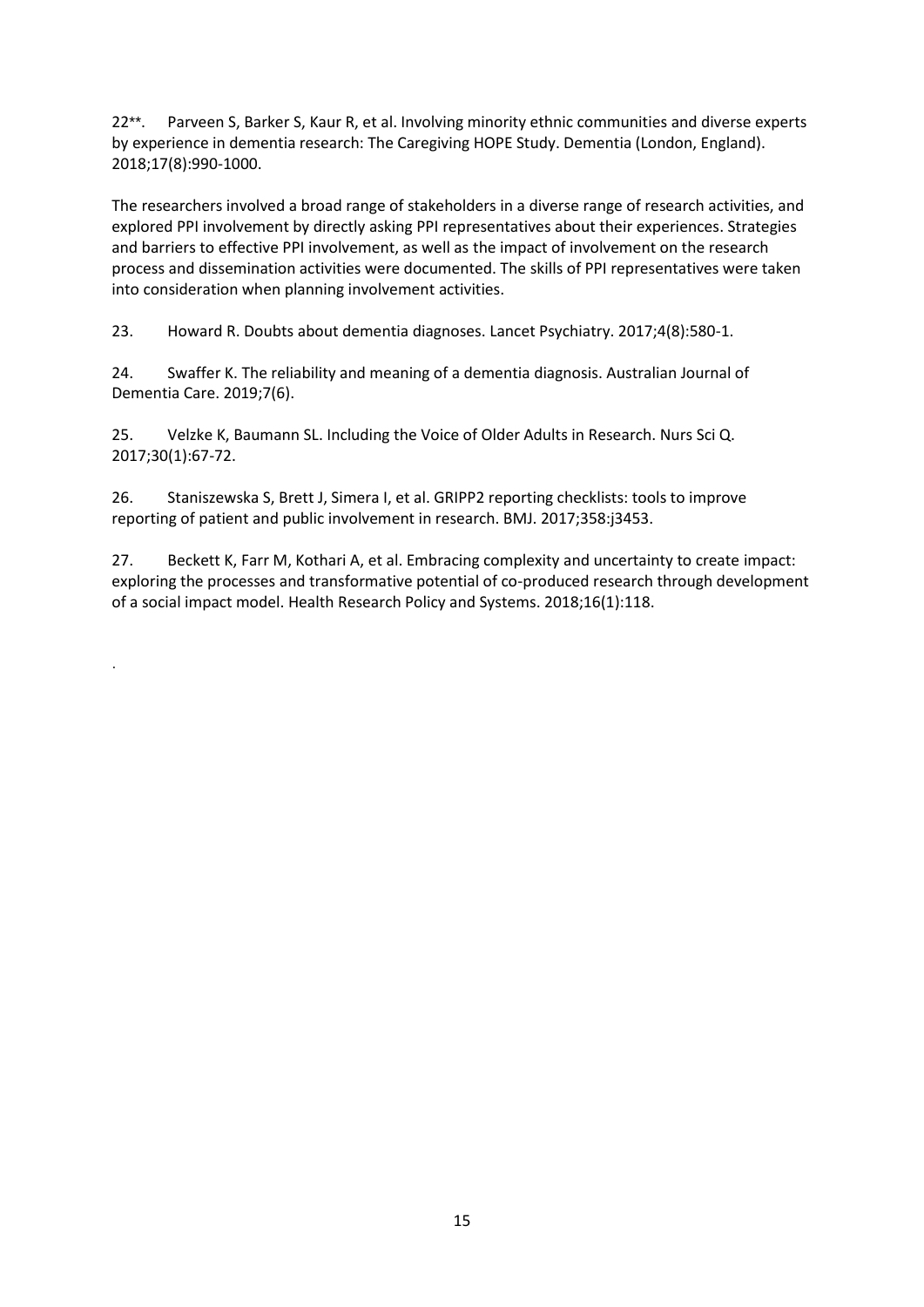22**. Parveen S, Barker S, Kaur R, et al. Involving minority ethnic communities and diverse experts by experience in dementia research: The Caregiving HOPE Study. Dementia (London, England). 2018;17(8):990-1000.

The researchers involved a broad range of stakeholders in a diverse range of research activities, and explored PPI involvement by directly asking PPI representatives about their experiences. Strategies and barriers to effective PPI involvement, as well as the impact of involvement on the research process and dissemination activities were documented. The skills of PPI representatives were taken into consideration when planning involvement activities.

23. Howard R. Doubts about dementia diagnoses. Lancet Psychiatry. 2017;4(8):580-1.

24. Swaffer K. The reliability and meaning of a dementia diagnosis. Australian Journal of Dementia Care. 2019;7(6).

25. Velzke K, Baumann SL. Including the Voice of Older Adults in Research. Nurs Sci Q. 2017;30(1):67-72.

26. Staniszewska S, Brett J, Simera I, et al. GRIPP2 reporting checklists: tools to improve reporting of patient and public involvement in research. BMJ. 2017;358:j3453.

27. Beckett K, Farr M, Kothari A, et al. Embracing complexity and uncertainty to create impact: exploring the processes and transformative potential of co-produced research through development of a social impact model. Health Research Policy and Systems. 2018;16(1):118.

.